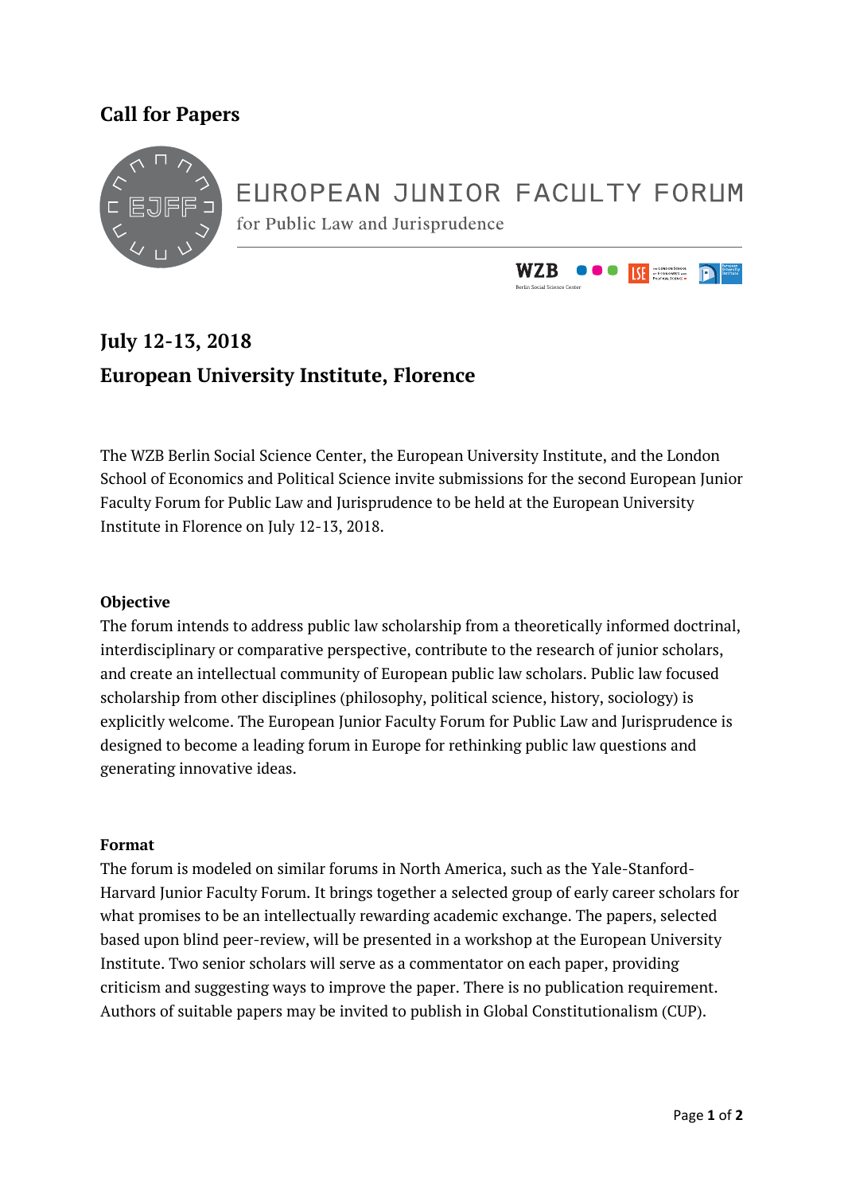# Call for Papers

## EUROPEAN JUNIOR FACULTY FORUM

for Public Law and Jurisprudence

## July 12-13, 2018

## European University Institute, Florence

The WZB Berlin Social Science Center, the European University Institute, and the London School of Economics and Political Science invite submissions for the second European Junior Faculty Forum for Public Law and Jurisprudence to be held at the European University Institute in Florence on July 12-13, 2018.

### Objective

The forum intends to address public law scholarship from a theoretically informed doctrinal, interdisciplinary or comparative perspective, contribute to the research of junior scholars, and create an intellectual community of European public law scholars. Public law focused scholarship from other disciplines (philosophy, political science, history, sociology) is explicitly welcome. The European Junior Faculty Forum for Public Law and Jurisprudence is designed to become a leading forum in Europe for rethinking public law questions and generating innovative ideas.

### Format

The forum is modeled on similar forums in North America, such as the Yale-Stanford-Harvard Junior Faculty Forum. It brings together a selected group of early career scholars for what promises to be an intellectually rewarding academic exchange. The papers, selected based upon blind peer-review, will be presented in a workshop at the European University Institute. Two senior scholars will serve as a commentator on each paper, providing criticism and suggesting ways to improve the paper. There is no publication requirement. Authors of suitable papers may be invited to publish in Global Constitutionalism (CUP).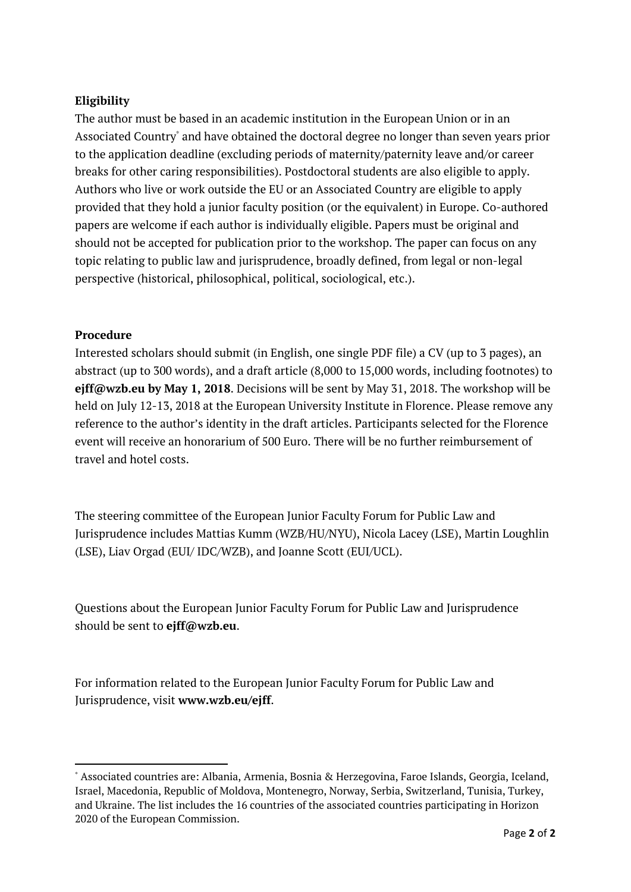**Eligibility**

The author must be based in an academic institution in the European Union or in an Associated Country[*] and have obtained the doctoral degree no longer than seven years prior to the application deadline (excluding periods of maternity/paternity leave and/or career breaks for other caring responsibilities). Postdoctoral students are also eligible to apply. Authors who live or work outside the EU or an Associated Country are eligible to apply provided that they hold a junior faculty position (or the equivalent) in Europe. Co-authored papers are welcome if each author is individually eligible. Papers must be original and should not be accepted for publication prior to the workshop. The paper can focus on any topic relating to public law and jurisprudence, broadly defined, from legal or non-legal perspective (historical, philosophical, political, sociological, etc.).

**Procedure**

Interested scholars should submit (in English, one single PDF file) a CV (up to 3 pages), an abstract (up to 300 words), and a draft article (8,000 to 15,000 words, including footnotes) to **ejff@wzb.eu by May 1, 2018**. Decisions will be sent by May 31, 2018. The workshop will be held on July 12-13, 2018 at the European University Institute in Florence. Please remove any reference to the author's identity in the draft articles. Participants selected for the Florence event will receive an honorarium of 500 Euro. There will be no further reimbursement of travel and hotel costs.

The steering committee of the European Junior Faculty Forum for Public Law and Jurisprudence includes Mattias Kumm (WZB/HU/NYU), Nicola Lacey (LSE), Martin Loughlin (LSE), Liav Orgad (EUI/ IDC/WZB), and Joanne Scott (EUI/UCL).

Questions about the European Junior Faculty Forum for Public Law and Jurisprudence should be sent to **ejff@wzb.eu**.

For information related to the European Junior Faculty Forum for Public Law and Jurisprudence, visit **www.wzb.eu/ejff**.

---

[*] Associated countries are: Albania, Armenia, Bosnia & Herzegovina, Faroe Islands, Georgia, Iceland, Israel, Macedonia, Republic of Moldova, Montenegro, Norway, Serbia, Switzerland, Tunisia, Turkey, and Ukraine. The list includes the 16 countries of the associated countries participating in Horizon 2020 of the European Commission.